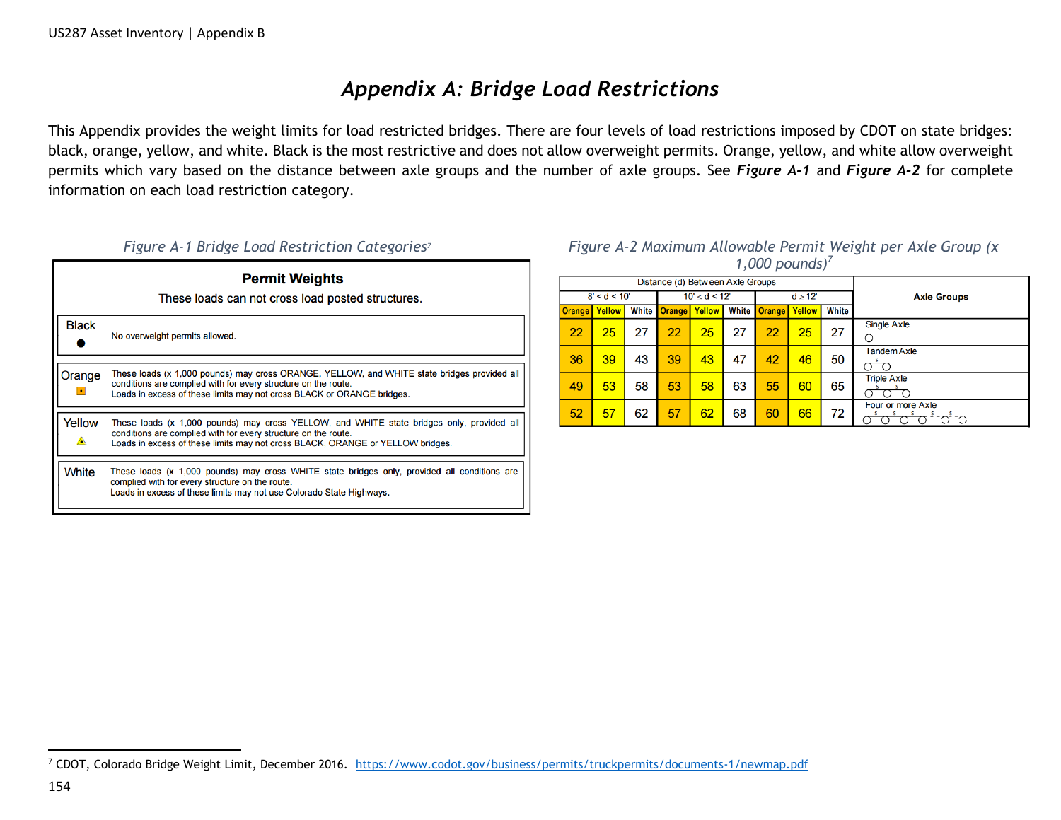# *Appendix A: Bridge Load Restrictions*

This Appendix provides the weight limits for load restricted bridges. There are four levels of load restrictions imposed by CDOT on state bridges: black, orange, yellow, and white. Black is the most restrictive and does not allow overweight permits. Orange, yellow, and white allow overweight permits which vary based on the distance between axle groups and the number of axle groups. See ***Figure A-1*** and ***Figure A-2*** for complete information on each load restriction category.

*Figure A-1 Bridge Load Restriction Categories*[7]

**Permit Weights**

These loads can not cross load posted structures.

| Category | Description |
|---|---|
| Black ● | No overweight permits allowed. |
| Orange | These loads (x 1,000 pounds) may cross ORANGE, YELLOW, and WHITE state bridges provided all conditions are complied with for every structure on the route. Loads in excess of these limits may not cross BLACK or ORANGE bridges. |
| Yellow | These loads (x 1,000 pounds) may cross YELLOW, and WHITE state bridges only, provided all conditions are complied with for every structure on the route. Loads in excess of these limits may not cross BLACK, ORANGE or YELLOW bridges. |
| White | These loads (x 1,000 pounds) may cross WHITE state bridges only, provided all conditions are complied with for every structure on the route. Loads in excess of these limits may not use Colorado State Highways. |

*Figure A-2 Maximum Allowable Permit Weight per Axle Group (x 1,000 pounds)*[7]

| Distance (d) Between Axle Groups | | | | | | | | | Axle Groups |
|---|---|---|---|---|---|---|---|---|---|
| 8' < d < 10' | | | 10' ≤ d < 12' | | | d ≥ 12' | | | |
| Orange | Yellow | White | Orange | Yellow | White | Orange | Yellow | White | |
| 22 | 25 | 27 | 22 | 25 | 27 | 22 | 25 | 27 | Single Axle |
| 36 | 39 | 43 | 39 | 43 | 47 | 42 | 46 | 50 | Tandem Axle |
| 49 | 53 | 58 | 53 | 58 | 63 | 55 | 60 | 65 | Triple Axle |
| 52 | 57 | 62 | 57 | 62 | 68 | 60 | 66 | 72 | Four or more Axle |

[7] CDOT, Colorado Bridge Weight Limit, December 2016. https://www.codot.gov/business/permits/truckpermits/documents-1/newmap.pdf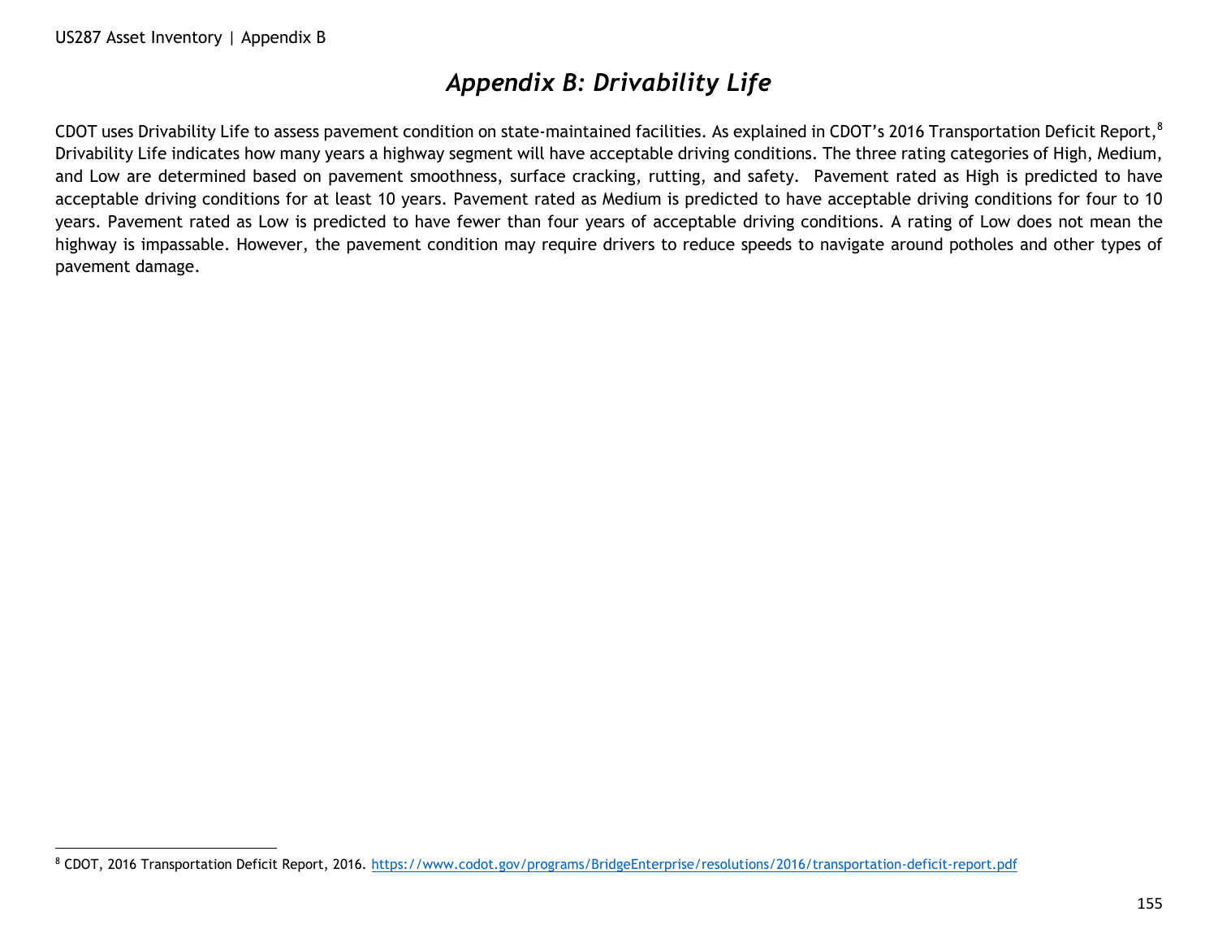# *Appendix B: Drivability Life*

CDOT uses Drivability Life to assess pavement condition on state-maintained facilities. As explained in CDOT's 2016 Transportation Deficit Report,[8] Drivability Life indicates how many years a highway segment will have acceptable driving conditions. The three rating categories of High, Medium, and Low are determined based on pavement smoothness, surface cracking, rutting, and safety. Pavement rated as High is predicted to have acceptable driving conditions for at least 10 years. Pavement rated as Medium is predicted to have acceptable driving conditions for four to 10 years. Pavement rated as Low is predicted to have fewer than four years of acceptable driving conditions. A rating of Low does not mean the highway is impassable. However, the pavement condition may require drivers to reduce speeds to navigate around potholes and other types of pavement damage.

[8] CDOT, 2016 Transportation Deficit Report, 2016. https://www.codot.gov/programs/BridgeEnterprise/resolutions/2016/transportation-deficit-report.pdf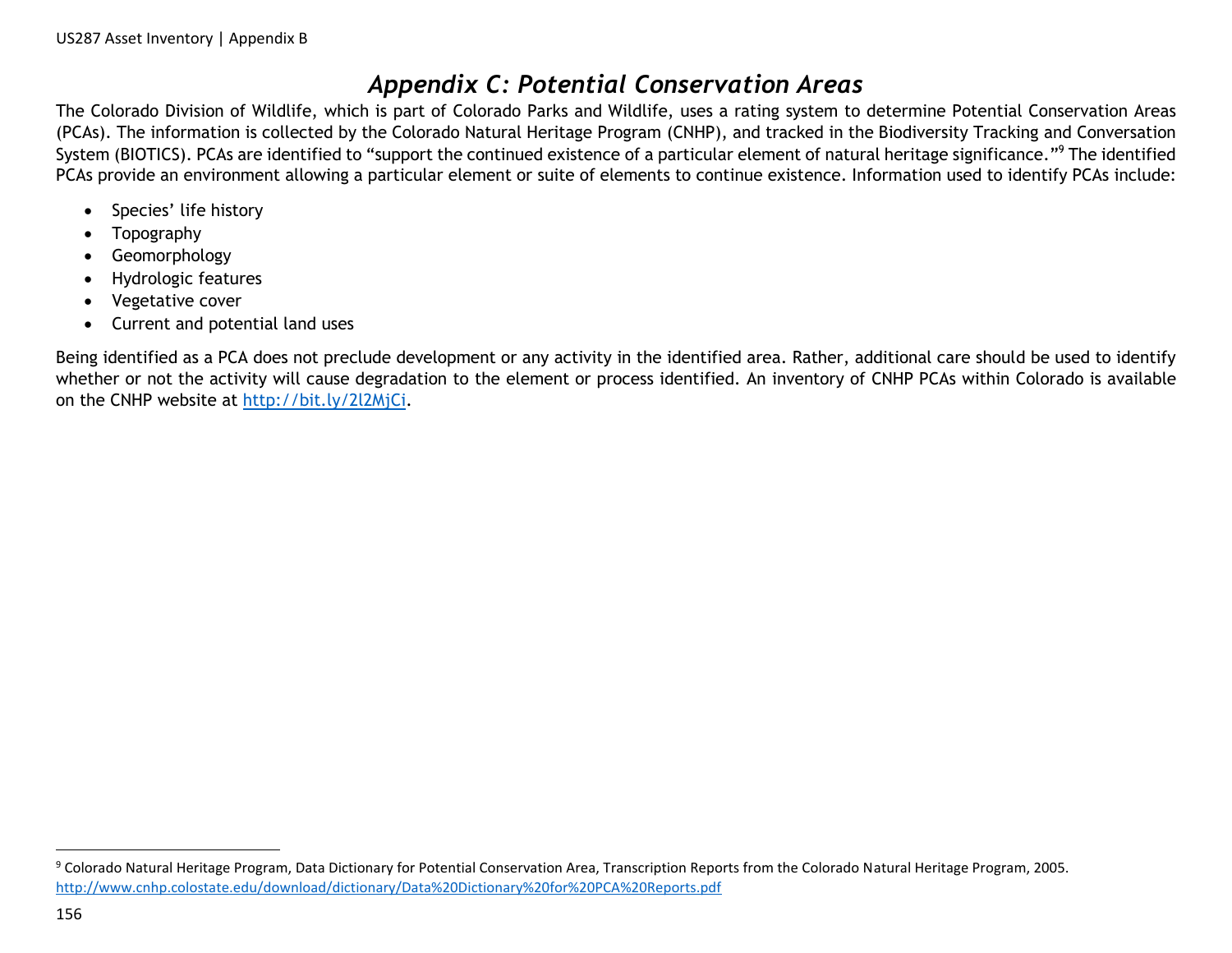# *Appendix C: Potential Conservation Areas*

The Colorado Division of Wildlife, which is part of Colorado Parks and Wildlife, uses a rating system to determine Potential Conservation Areas (PCAs). The information is collected by the Colorado Natural Heritage Program (CNHP), and tracked in the Biodiversity Tracking and Conversation System (BIOTICS). PCAs are identified to "support the continued existence of a particular element of natural heritage significance."[9] The identified PCAs provide an environment allowing a particular element or suite of elements to continue existence. Information used to identify PCAs include:

- Species' life history
- Topography
- Geomorphology
- Hydrologic features
- Vegetative cover
- Current and potential land uses

Being identified as a PCA does not preclude development or any activity in the identified area. Rather, additional care should be used to identify whether or not the activity will cause degradation to the element or process identified. An inventory of CNHP PCAs within Colorado is available on the CNHP website at http://bit.ly/2l2MjCi.

---

[9] Colorado Natural Heritage Program, Data Dictionary for Potential Conservation Area, Transcription Reports from the Colorado Natural Heritage Program, 2005. http://www.cnhp.colostate.edu/download/dictionary/Data%20Dictionary%20for%20PCA%20Reports.pdf